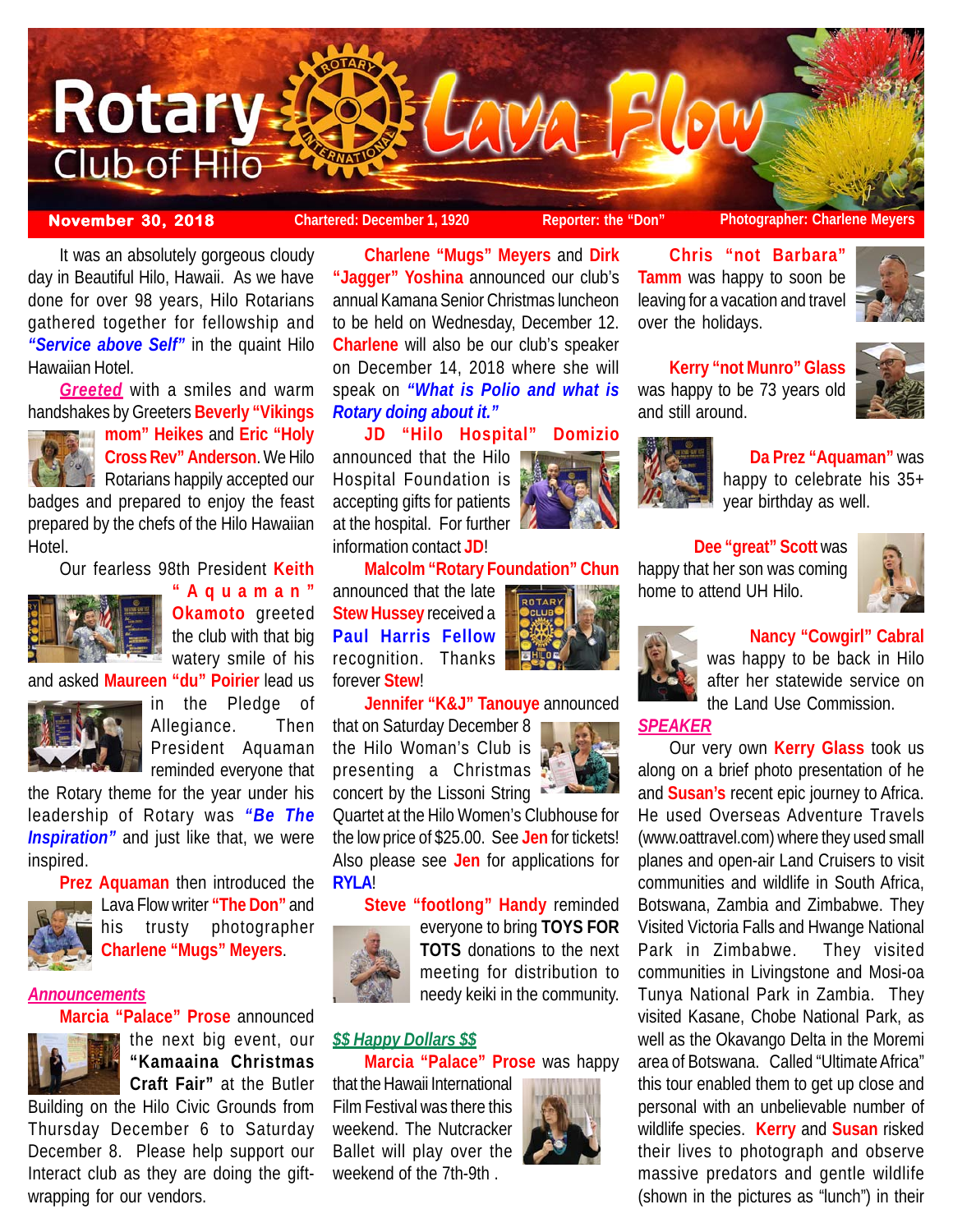# Rotary Club of Hilo — Lava Flow

**November 30, 2018** | Chartered: December 1, 1920 | Reporter: the "Don" | Photographer: Charlene Meyers

It was an absolutely gorgeous cloudy day in Beautiful Hilo, Hawaii. As we have done for over 98 years, Hilo Rotarians gathered together for fellowship and ***"Service above Self"*** in the quaint Hilo Hawaiian Hotel.

***Greeted*** with a smiles and warm handshakes by Greeters **Beverly "Vikings mom" Heikes** and **Eric "Holy Cross Rev" Anderson**. We Hilo Rotarians happily accepted our badges and prepared to enjoy the feast prepared by the chefs of the Hilo Hawaiian Hotel.

Our fearless 98th President **Keith "Aquaman" Okamoto** greeted the club with that big watery smile of his and asked **Maureen "du" Poirier** lead us in the Pledge of Allegiance. Then President Aquaman reminded everyone that the Rotary theme for the year under his leadership of Rotary was ***"Be The Inspiration"*** and just like that, we were inspired.

**Prez Aquaman** then introduced the Lava Flow writer **"The Don"** and his trusty photographer **Charlene "Mugs" Meyers**.

## *Announcements*

**Marcia "Palace" Prose** announced the next big event, our **"Kamaaina Christmas Craft Fair"** at the Butler Building on the Hilo Civic Grounds from Thursday December 6 to Saturday December 8. Please help support our Interact club as they are doing the gift-wrapping for our vendors.

**Charlene "Mugs" Meyers** and **Dirk "Jagger" Yoshina** announced our club's annual Kamana Senior Christmas luncheon to be held on Wednesday, December 12. **Charlene** will also be our club's speaker on December 14, 2018 where she will speak on ***"What is Polio and what is Rotary doing about it."***

**JD "Hilo Hospital" Domizio** announced that the Hilo Hospital Foundation is accepting gifts for patients at the hospital. For further information contact **JD**!

**Malcolm "Rotary Foundation" Chun** announced that the late **Stew Hussey** received a **Paul Harris Fellow** recognition. Thanks forever **Stew**!

**Jennifer "K&J" Tanouye** announced that on Saturday December 8 the Hilo Woman's Club is presenting a Christmas concert by the Lissoni String Quartet at the Hilo Women's Clubhouse for the low price of $25.00. See **Jen** for tickets! Also please see **Jen** for applications for **RYLA**!

**Steve "footlong" Handy** reminded everyone to bring **TOYS FOR TOTS** donations to the next meeting for distribution to needy keiki in the community.

## *$$ Happy Dollars $$*

**Marcia "Palace" Prose** was happy that the Hawaii International Film Festival was there this weekend. The Nutcracker Ballet will play over the weekend of the 7th-9th .

**Chris "not Barbara" Tamm** was happy to soon be leaving for a vacation and travel over the holidays.

**Kerry "not Munro" Glass** was happy to be 73 years old and still around.

**Da Prez "Aquaman"** was happy to celebrate his 35+ year birthday as well.

**Dee "great" Scott** was happy that her son was coming home to attend UH Hilo.

**Nancy "Cowgirl" Cabral** was happy to be back in Hilo after her statewide service on the Land Use Commission.

## *SPEAKER*

Our very own **Kerry Glass** took us along on a brief photo presentation of he and **Susan's** recent epic journey to Africa. He used Overseas Adventure Travels (www.oattravel.com) where they used small planes and open-air Land Cruisers to visit communities and wildlife in South Africa, Botswana, Zambia and Zimbabwe. They Visited Victoria Falls and Hwange National Park in Zimbabwe. They visited communities in Livingstone and Mosi-oa Tunya National Park in Zambia. They visited Kasane, Chobe National Park, as well as the Okavango Delta in the Moremi area of Botswana. Called "Ultimate Africa" this tour enabled them to get up close and personal with an unbelievable number of wildlife species. **Kerry** and **Susan** risked their lives to photograph and observe massive predators and gentle wildlife (shown in the pictures as "lunch") in their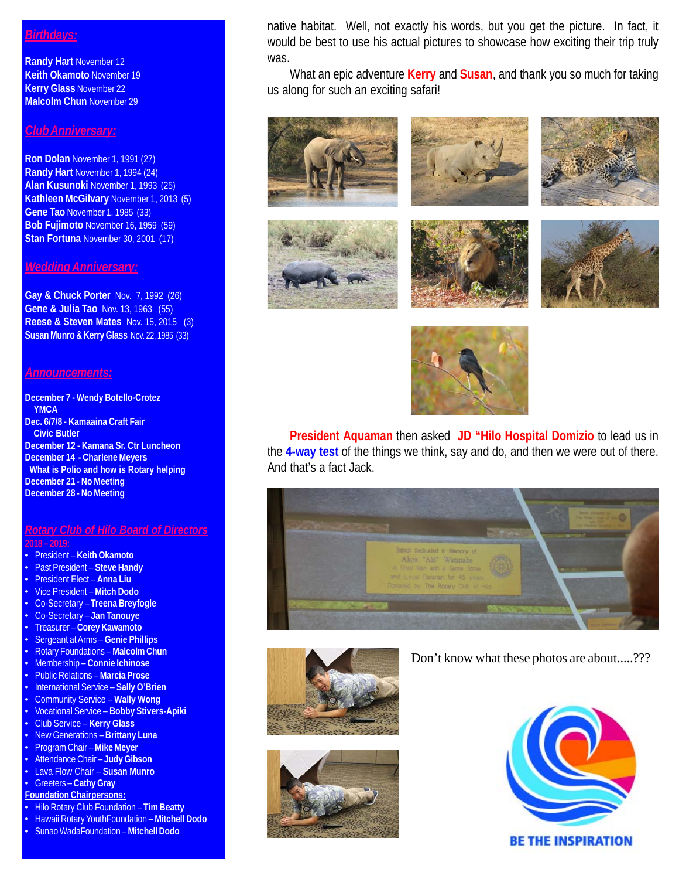## *Birthdays:*

**Randy Hart** November 12
**Keith Okamoto** November 19
**Kerry Glass** November 22
**Malcolm Chun** November 29

## *Club Anniversary:*

**Ron Dolan** November 1, 1991 (27)
**Randy Hart** November 1, 1994 (24)
**Alan Kusunoki** November 1, 1993 (25)
**Kathleen McGilvary** November 1, 2013 (5)
**Gene Tao** November 1, 1985 (33)
**Bob Fujimoto** November 16, 1959 (59)
**Stan Fortuna** November 30, 2001 (17)

## *Wedding Anniversary:*

**Gay & Chuck Porter** Nov. 7, 1992 (26)
**Gene & Julia Tao** Nov. 13, 1963 (55)
**Reese & Steven Mates** Nov. 15, 2015 (3)
**Susan Munro & Kerry Glass** Nov. 22, 1985 (33)

## *Announcements:*

**December 7 - Wendy Botello-Crotez YMCA**
**Dec. 6/7/8 - Kamaaina Craft Fair Civic Butler**
**December 12 - Kamana Sr. Ctr Luncheon**
**December 14 - Charlene Meyers What is Polio and how is Rotary helping**
**December 21 - No Meeting**
**December 28 - No Meeting**

## *Rotary Club of Hilo Board of Directors 2018 – 2019:*

- President – **Keith Okamoto**
- Past President – **Steve Handy**
- President Elect – **Anna Liu**
- Vice President – **Mitch Dodo**
- Co-Secretary – **Treena Breyfogle**
- Co-Secretary – **Jan Tanouye**
- Treasurer – **Corey Kawamoto**
- Sergeant at Arms – **Genie Phillips**
- Rotary Foundations – **Malcolm Chun**
- Membership – **Connie Ichinose**
- Public Relations – **Marcia Prose**
- International Service – **Sally O'Brien**
- Community Service – **Wally Wong**
- Vocational Service – **Bobby Stivers-Apiki**
- Club Service – **Kerry Glass**
- New Generations – **Brittany Luna**
- Program Chair – **Mike Meyer**
- Attendance Chair – **Judy Gibson**
- Lava Flow Chair – **Susan Munro**
- Greeters – **Cathy Gray**

**Foundation Chairpersons:**

- Hilo Rotary Club Foundation – **Tim Beatty**
- Hawaii Rotary YouthFoundation – **Mitchell Dodo**
- Sunao WadaFoundation – **Mitchell Dodo**

native habitat. Well, not exactly his words, but you get the picture. In fact, it would be best to use his actual pictures to showcase how exciting their trip truly was.

What an epic adventure **Kerry** and **Susan**, and thank you so much for taking us along for such an exciting safari!

**President Aquaman** then asked **JD "Hilo Hospital Domizio** to lead us in the **4-way test** of the things we think, say and do, and then we were out of there. And that's a fact Jack.

Don't know what these photos are about.....???

BE THE INSPIRATION